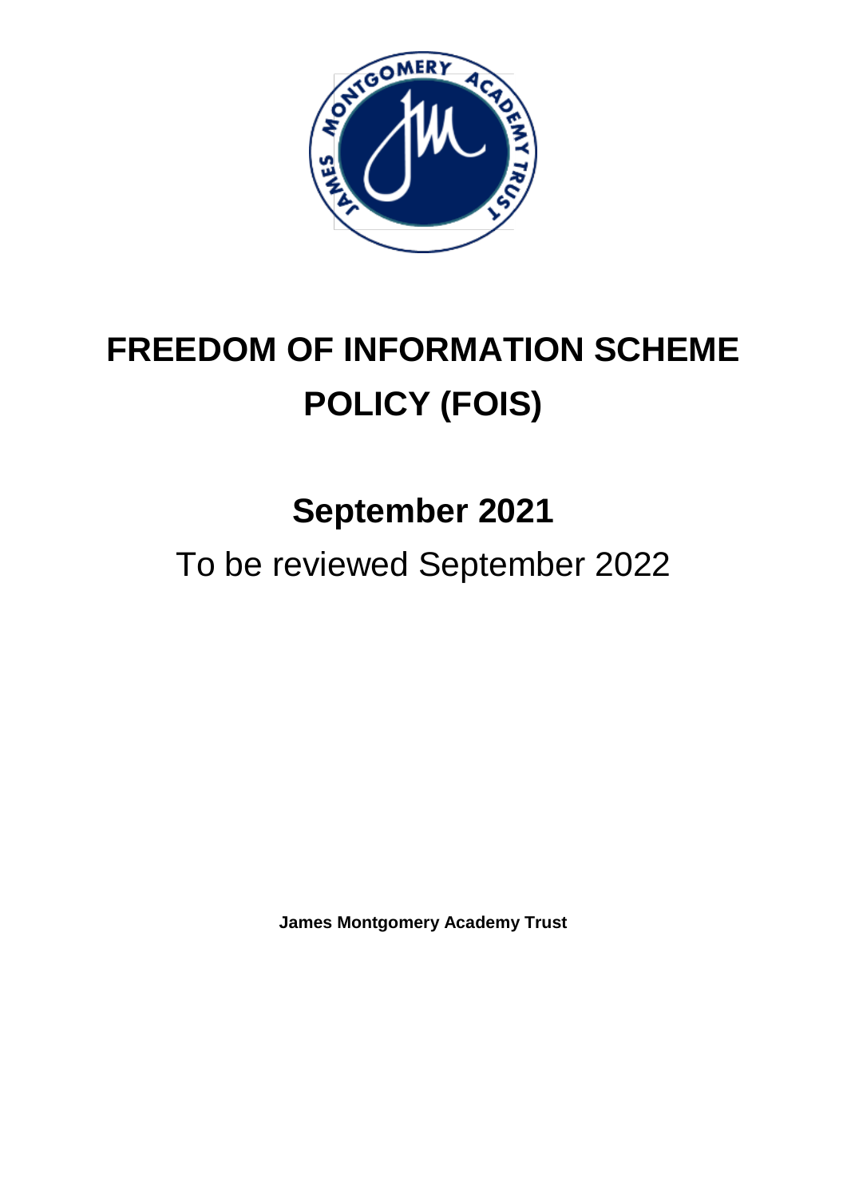# FREEDOM OF INFORMATION SCHEME POLICY (FOIS)

## September 2021

To be reviewed September 2022

**James Montgomery Academy Trust**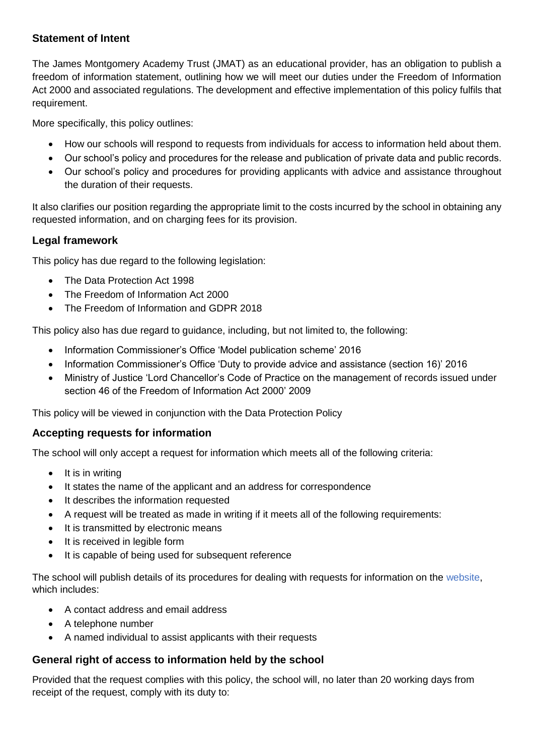## Statement of Intent

The James Montgomery Academy Trust (JMAT) as an educational provider, has an obligation to publish a freedom of information statement, outlining how we will meet our duties under the Freedom of Information Act 2000 and associated regulations. The development and effective implementation of this policy fulfils that requirement.

More specifically, this policy outlines:

- How our schools will respond to requests from individuals for access to information held about them.
- Our school's policy and procedures for the release and publication of private data and public records.
- Our school's policy and procedures for providing applicants with advice and assistance throughout the duration of their requests.

It also clarifies our position regarding the appropriate limit to the costs incurred by the school in obtaining any requested information, and on charging fees for its provision.

## Legal framework

This policy has due regard to the following legislation:

- The Data Protection Act 1998
- The Freedom of Information Act 2000
- The Freedom of Information and GDPR 2018

This policy also has due regard to guidance, including, but not limited to, the following:

- Information Commissioner's Office 'Model publication scheme' 2016
- Information Commissioner's Office 'Duty to provide advice and assistance (section 16)' 2016
- Ministry of Justice 'Lord Chancellor's Code of Practice on the management of records issued under section 46 of the Freedom of Information Act 2000' 2009

This policy will be viewed in conjunction with the Data Protection Policy

## Accepting requests for information

The school will only accept a request for information which meets all of the following criteria:

- It is in writing
- It states the name of the applicant and an address for correspondence
- It describes the information requested
- A request will be treated as made in writing if it meets all of the following requirements:
- It is transmitted by electronic means
- It is received in legible form
- It is capable of being used for subsequent reference

The school will publish details of its procedures for dealing with requests for information on the website, which includes:

- A contact address and email address
- A telephone number
- A named individual to assist applicants with their requests

## General right of access to information held by the school

Provided that the request complies with this policy, the school will, no later than 20 working days from receipt of the request, comply with its duty to: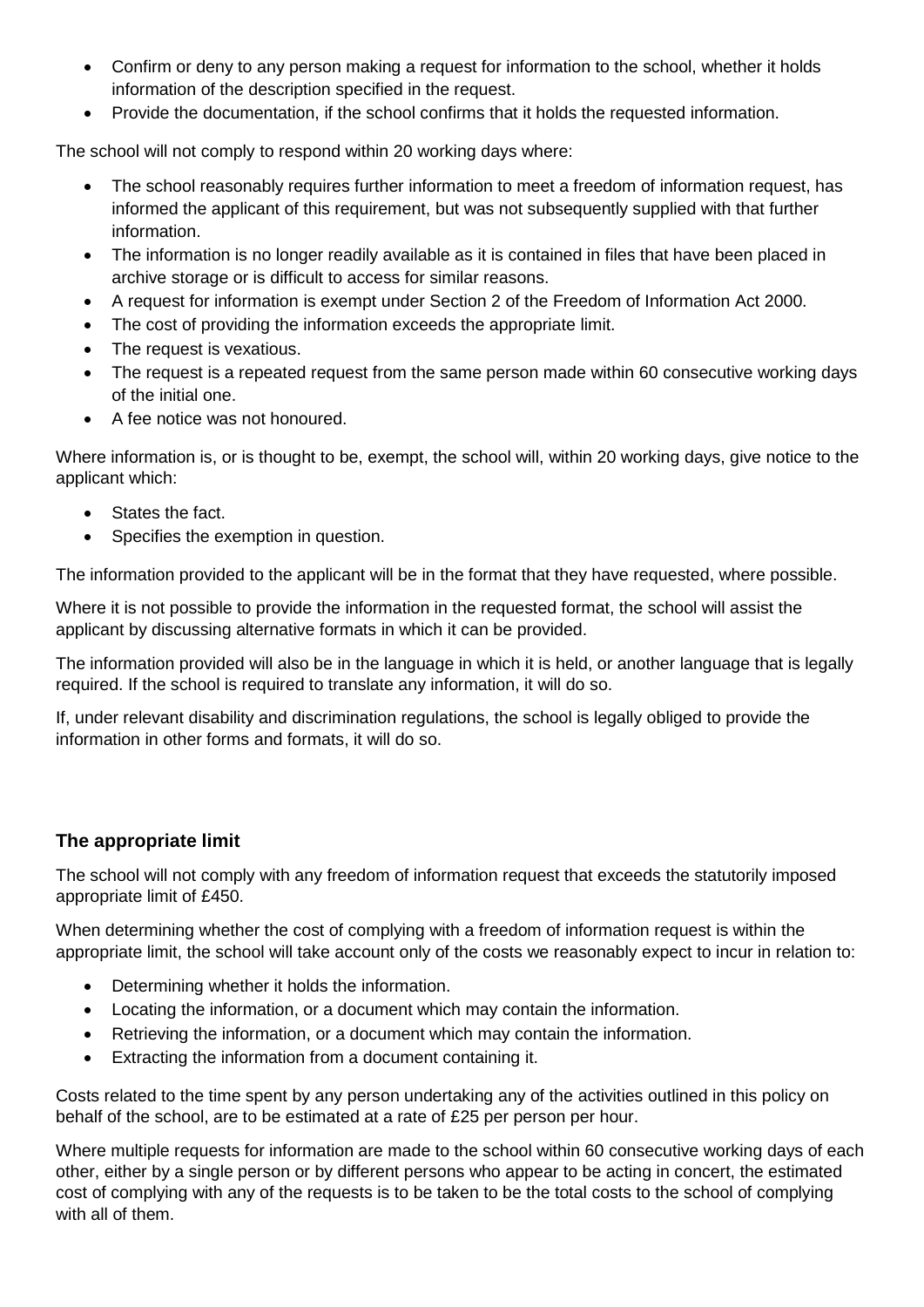- Confirm or deny to any person making a request for information to the school, whether it holds information of the description specified in the request.
- Provide the documentation, if the school confirms that it holds the requested information.

The school will not comply to respond within 20 working days where:

- The school reasonably requires further information to meet a freedom of information request, has informed the applicant of this requirement, but was not subsequently supplied with that further information.
- The information is no longer readily available as it is contained in files that have been placed in archive storage or is difficult to access for similar reasons.
- A request for information is exempt under Section 2 of the Freedom of Information Act 2000.
- The cost of providing the information exceeds the appropriate limit.
- The request is vexatious.
- The request is a repeated request from the same person made within 60 consecutive working days of the initial one.
- A fee notice was not honoured.

Where information is, or is thought to be, exempt, the school will, within 20 working days, give notice to the applicant which:

- States the fact.
- Specifies the exemption in question.

The information provided to the applicant will be in the format that they have requested, where possible.

Where it is not possible to provide the information in the requested format, the school will assist the applicant by discussing alternative formats in which it can be provided.

The information provided will also be in the language in which it is held, or another language that is legally required. If the school is required to translate any information, it will do so.

If, under relevant disability and discrimination regulations, the school is legally obliged to provide the information in other forms and formats, it will do so.

### The appropriate limit

The school will not comply with any freedom of information request that exceeds the statutorily imposed appropriate limit of £450.

When determining whether the cost of complying with a freedom of information request is within the appropriate limit, the school will take account only of the costs we reasonably expect to incur in relation to:

- Determining whether it holds the information.
- Locating the information, or a document which may contain the information.
- Retrieving the information, or a document which may contain the information.
- Extracting the information from a document containing it.

Costs related to the time spent by any person undertaking any of the activities outlined in this policy on behalf of the school, are to be estimated at a rate of £25 per person per hour.

Where multiple requests for information are made to the school within 60 consecutive working days of each other, either by a single person or by different persons who appear to be acting in concert, the estimated cost of complying with any of the requests is to be taken to be the total costs to the school of complying with all of them.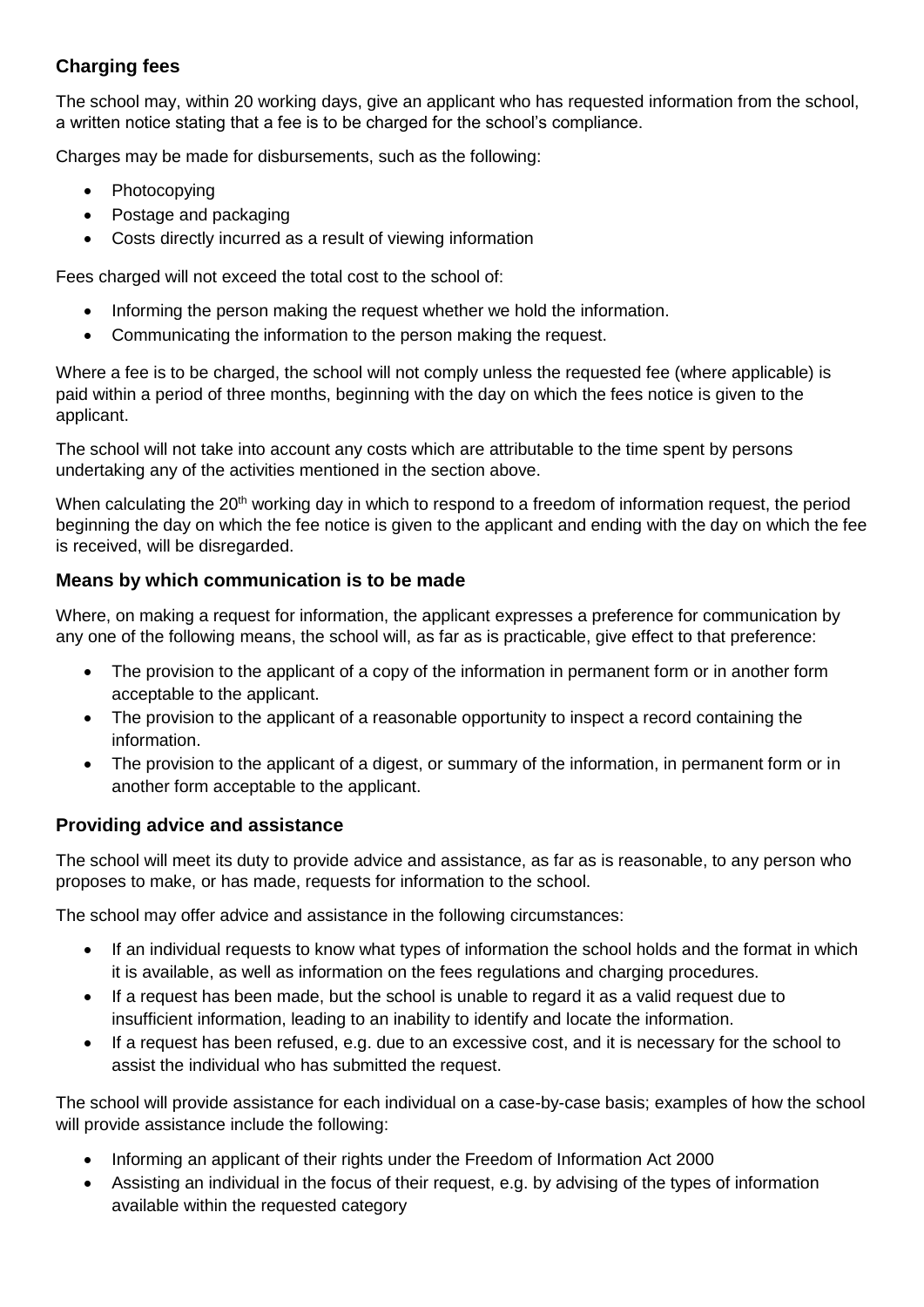## Charging fees

The school may, within 20 working days, give an applicant who has requested information from the school, a written notice stating that a fee is to be charged for the school's compliance.

Charges may be made for disbursements, such as the following:

- Photocopying
- Postage and packaging
- Costs directly incurred as a result of viewing information

Fees charged will not exceed the total cost to the school of:

- Informing the person making the request whether we hold the information.
- Communicating the information to the person making the request.

Where a fee is to be charged, the school will not comply unless the requested fee (where applicable) is paid within a period of three months, beginning with the day on which the fees notice is given to the applicant.

The school will not take into account any costs which are attributable to the time spent by persons undertaking any of the activities mentioned in the section above.

When calculating the 20th working day in which to respond to a freedom of information request, the period beginning the day on which the fee notice is given to the applicant and ending with the day on which the fee is received, will be disregarded.

## Means by which communication is to be made

Where, on making a request for information, the applicant expresses a preference for communication by any one of the following means, the school will, as far as is practicable, give effect to that preference:

- The provision to the applicant of a copy of the information in permanent form or in another form acceptable to the applicant.
- The provision to the applicant of a reasonable opportunity to inspect a record containing the information.
- The provision to the applicant of a digest, or summary of the information, in permanent form or in another form acceptable to the applicant.

## Providing advice and assistance

The school will meet its duty to provide advice and assistance, as far as is reasonable, to any person who proposes to make, or has made, requests for information to the school.

The school may offer advice and assistance in the following circumstances:

- If an individual requests to know what types of information the school holds and the format in which it is available, as well as information on the fees regulations and charging procedures.
- If a request has been made, but the school is unable to regard it as a valid request due to insufficient information, leading to an inability to identify and locate the information.
- If a request has been refused, e.g. due to an excessive cost, and it is necessary for the school to assist the individual who has submitted the request.

The school will provide assistance for each individual on a case-by-case basis; examples of how the school will provide assistance include the following:

- Informing an applicant of their rights under the Freedom of Information Act 2000
- Assisting an individual in the focus of their request, e.g. by advising of the types of information available within the requested category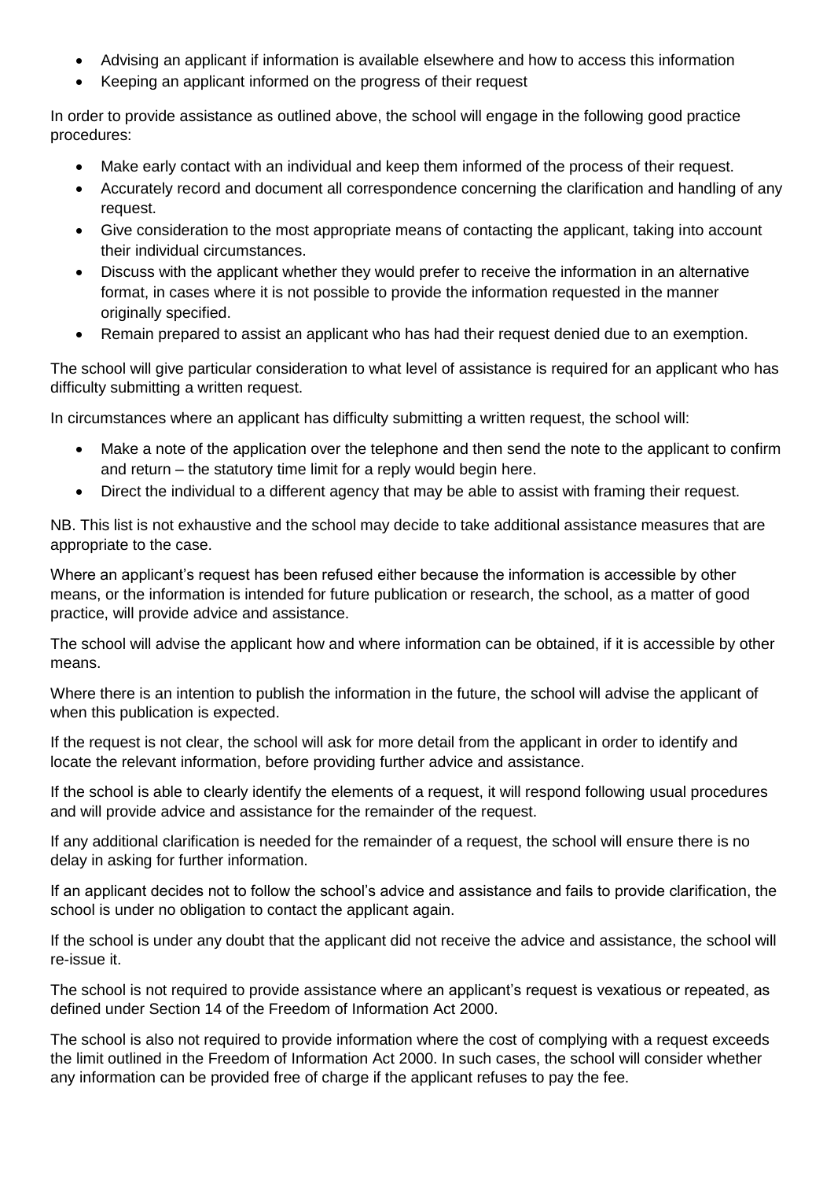- Advising an applicant if information is available elsewhere and how to access this information
- Keeping an applicant informed on the progress of their request

In order to provide assistance as outlined above, the school will engage in the following good practice procedures:

- Make early contact with an individual and keep them informed of the process of their request.
- Accurately record and document all correspondence concerning the clarification and handling of any request.
- Give consideration to the most appropriate means of contacting the applicant, taking into account their individual circumstances.
- Discuss with the applicant whether they would prefer to receive the information in an alternative format, in cases where it is not possible to provide the information requested in the manner originally specified.
- Remain prepared to assist an applicant who has had their request denied due to an exemption.

The school will give particular consideration to what level of assistance is required for an applicant who has difficulty submitting a written request.

In circumstances where an applicant has difficulty submitting a written request, the school will:

- Make a note of the application over the telephone and then send the note to the applicant to confirm and return – the statutory time limit for a reply would begin here.
- Direct the individual to a different agency that may be able to assist with framing their request.

NB. This list is not exhaustive and the school may decide to take additional assistance measures that are appropriate to the case.

Where an applicant's request has been refused either because the information is accessible by other means, or the information is intended for future publication or research, the school, as a matter of good practice, will provide advice and assistance.

The school will advise the applicant how and where information can be obtained, if it is accessible by other means.

Where there is an intention to publish the information in the future, the school will advise the applicant of when this publication is expected.

If the request is not clear, the school will ask for more detail from the applicant in order to identify and locate the relevant information, before providing further advice and assistance.

If the school is able to clearly identify the elements of a request, it will respond following usual procedures and will provide advice and assistance for the remainder of the request.

If any additional clarification is needed for the remainder of a request, the school will ensure there is no delay in asking for further information.

If an applicant decides not to follow the school's advice and assistance and fails to provide clarification, the school is under no obligation to contact the applicant again.

If the school is under any doubt that the applicant did not receive the advice and assistance, the school will re-issue it.

The school is not required to provide assistance where an applicant's request is vexatious or repeated, as defined under Section 14 of the Freedom of Information Act 2000.

The school is also not required to provide information where the cost of complying with a request exceeds the limit outlined in the Freedom of Information Act 2000. In such cases, the school will consider whether any information can be provided free of charge if the applicant refuses to pay the fee.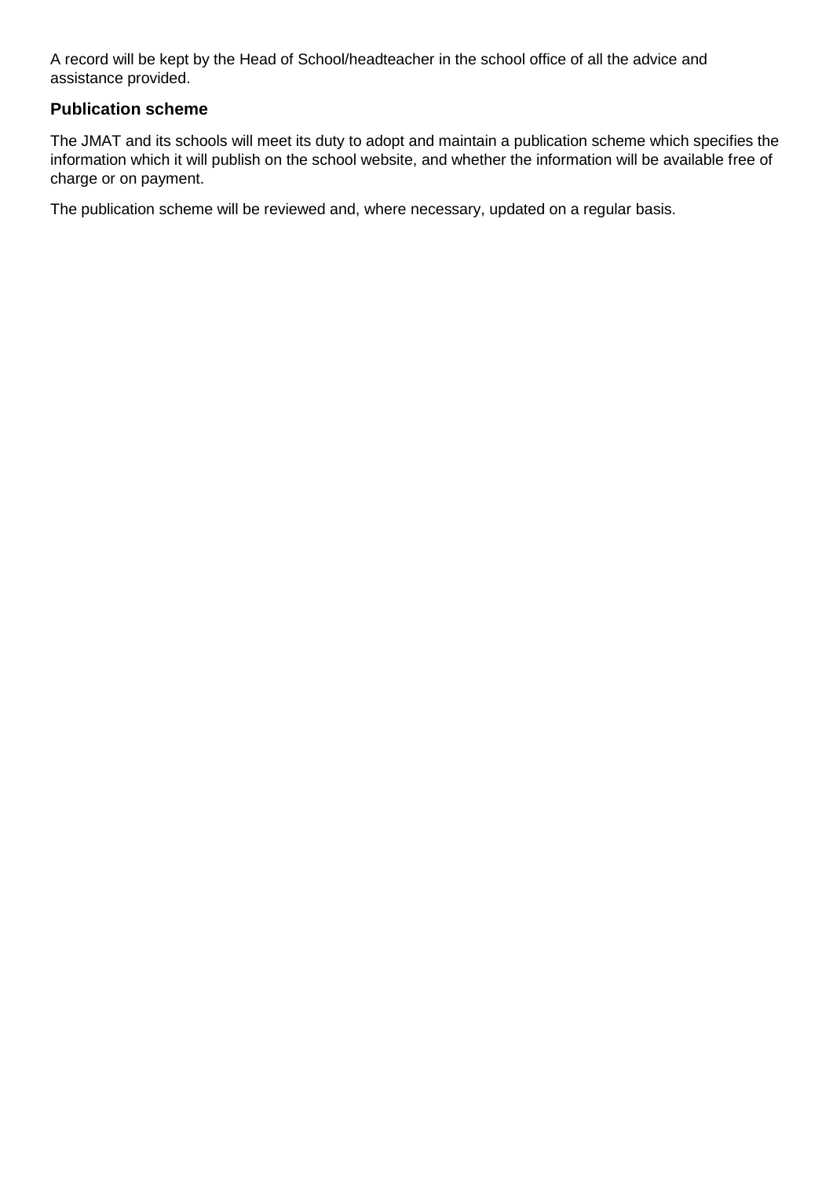A record will be kept by the Head of School/headteacher in the school office of all the advice and assistance provided.

### Publication scheme

The JMAT and its schools will meet its duty to adopt and maintain a publication scheme which specifies the information which it will publish on the school website, and whether the information will be available free of charge or on payment.

The publication scheme will be reviewed and, where necessary, updated on a regular basis.